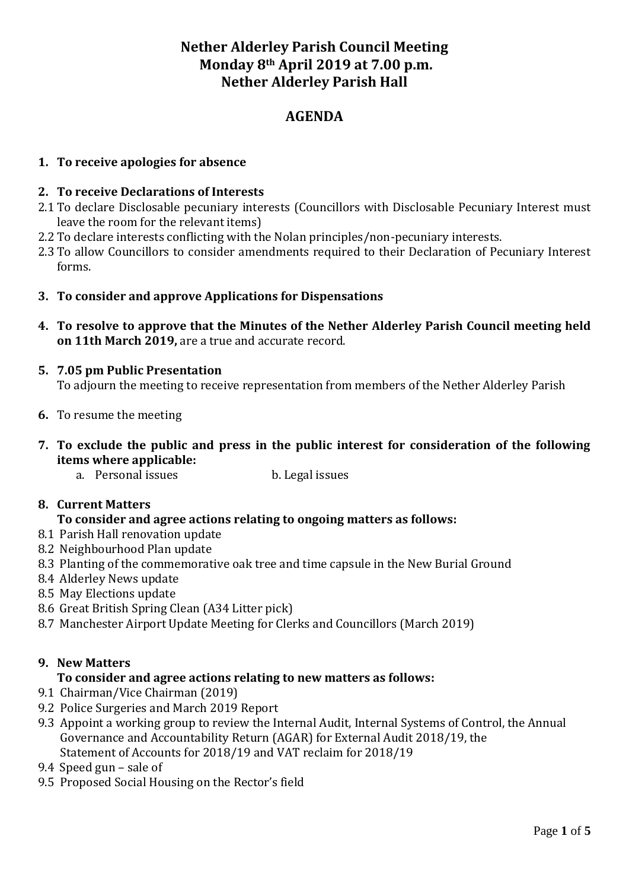# Nether Alderley Parish Council Meeting
# Monday 8th April 2019 at 7.00 p.m.
# Nether Alderley Parish Hall

## AGENDA

**1. To receive apologies for absence**

**2. To receive Declarations of Interests**

2.1 To declare Disclosable pecuniary interests (Councillors with Disclosable Pecuniary Interest must leave the room for the relevant items)

2.2 To declare interests conflicting with the Nolan principles/non-pecuniary interests.

2.3 To allow Councillors to consider amendments required to their Declaration of Pecuniary Interest forms.

**3. To consider and approve Applications for Dispensations**

**4. To resolve to approve that the Minutes of the Nether Alderley Parish Council meeting held on 11th March 2019,** are a true and accurate record.

**5. 7.05 pm Public Presentation**

To adjourn the meeting to receive representation from members of the Nether Alderley Parish

**6.** To resume the meeting

**7. To exclude the public and press in the public interest for consideration of the following items where applicable:**

a. Personal issues b. Legal issues

**8. Current Matters**

**To consider and agree actions relating to ongoing matters as follows:**

8.1 Parish Hall renovation update

8.2 Neighbourhood Plan update

8.3 Planting of the commemorative oak tree and time capsule in the New Burial Ground

8.4 Alderley News update

8.5 May Elections update

8.6 Great British Spring Clean (A34 Litter pick)

8.7 Manchester Airport Update Meeting for Clerks and Councillors (March 2019)

**9. New Matters**

**To consider and agree actions relating to new matters as follows:**

9.1 Chairman/Vice Chairman (2019)

9.2 Police Surgeries and March 2019 Report

9.3 Appoint a working group to review the Internal Audit, Internal Systems of Control, the Annual Governance and Accountability Return (AGAR) for External Audit 2018/19, the Statement of Accounts for 2018/19 and VAT reclaim for 2018/19

9.4 Speed gun – sale of

9.5 Proposed Social Housing on the Rector's field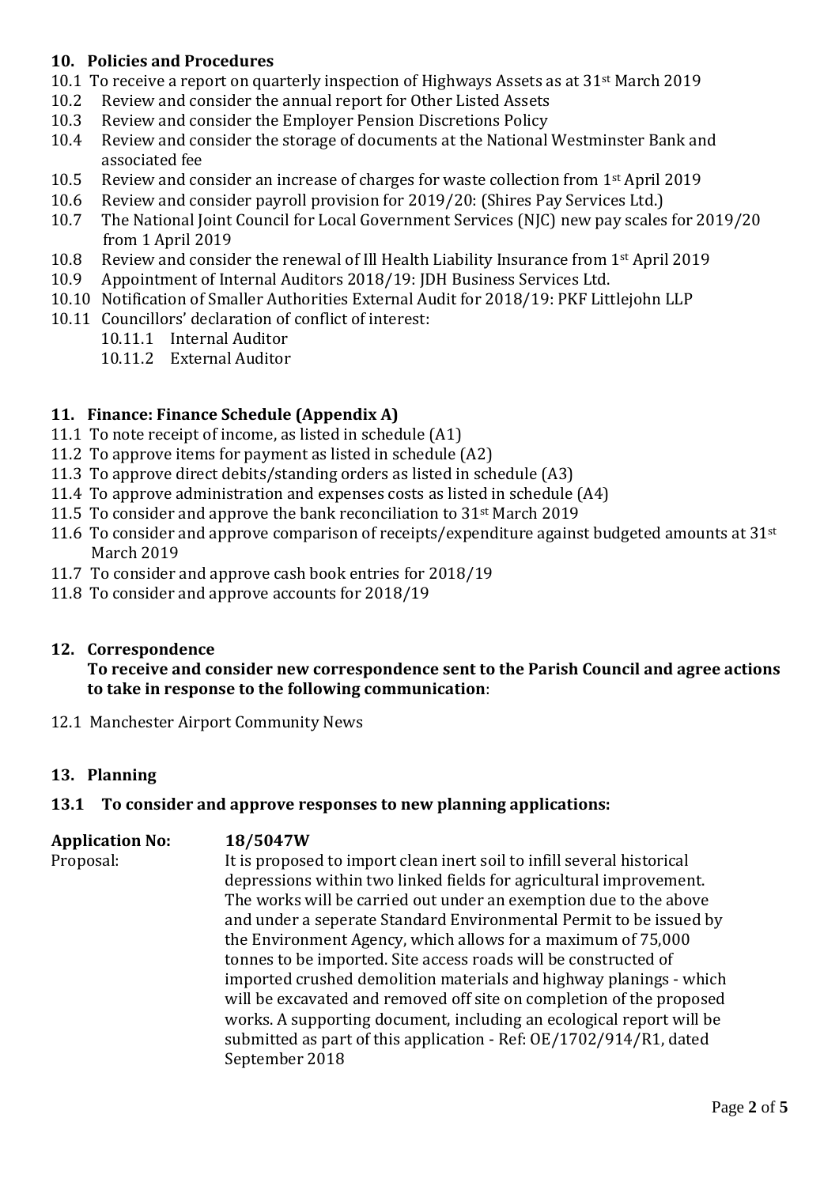## 10. Policies and Procedures

10.1 To receive a report on quarterly inspection of Highways Assets as at 31st March 2019
10.2 Review and consider the annual report for Other Listed Assets
10.3 Review and consider the Employer Pension Discretions Policy
10.4 Review and consider the storage of documents at the National Westminster Bank and associated fee
10.5 Review and consider an increase of charges for waste collection from 1st April 2019
10.6 Review and consider payroll provision for 2019/20: (Shires Pay Services Ltd.)
10.7 The National Joint Council for Local Government Services (NJC) new pay scales for 2019/20 from 1 April 2019
10.8 Review and consider the renewal of Ill Health Liability Insurance from 1st April 2019
10.9 Appointment of Internal Auditors 2018/19: JDH Business Services Ltd.
10.10 Notification of Smaller Authorities External Audit for 2018/19: PKF Littlejohn LLP
10.11 Councillors' declaration of conflict of interest:
  10.11.1 Internal Auditor
  10.11.2 External Auditor

## 11. Finance: Finance Schedule (Appendix A)

11.1 To note receipt of income, as listed in schedule (A1)
11.2 To approve items for payment as listed in schedule (A2)
11.3 To approve direct debits/standing orders as listed in schedule (A3)
11.4 To approve administration and expenses costs as listed in schedule (A4)
11.5 To consider and approve the bank reconciliation to 31st March 2019
11.6 To consider and approve comparison of receipts/expenditure against budgeted amounts at 31st March 2019
11.7 To consider and approve cash book entries for 2018/19
11.8 To consider and approve accounts for 2018/19

## 12. Correspondence

**To receive and consider new correspondence sent to the Parish Council and agree actions to take in response to the following communication**:

12.1 Manchester Airport Community News

## 13. Planning

### 13.1 To consider and approve responses to new planning applications:

**Application No:** **18/5047W**

Proposal: It is proposed to import clean inert soil to infill several historical depressions within two linked fields for agricultural improvement. The works will be carried out under an exemption due to the above and under a seperate Standard Environmental Permit to be issued by the Environment Agency, which allows for a maximum of 75,000 tonnes to be imported. Site access roads will be constructed of imported crushed demolition materials and highway planings - which will be excavated and removed off site on completion of the proposed works. A supporting document, including an ecological report will be submitted as part of this application - Ref: OE/1702/914/R1, dated September 2018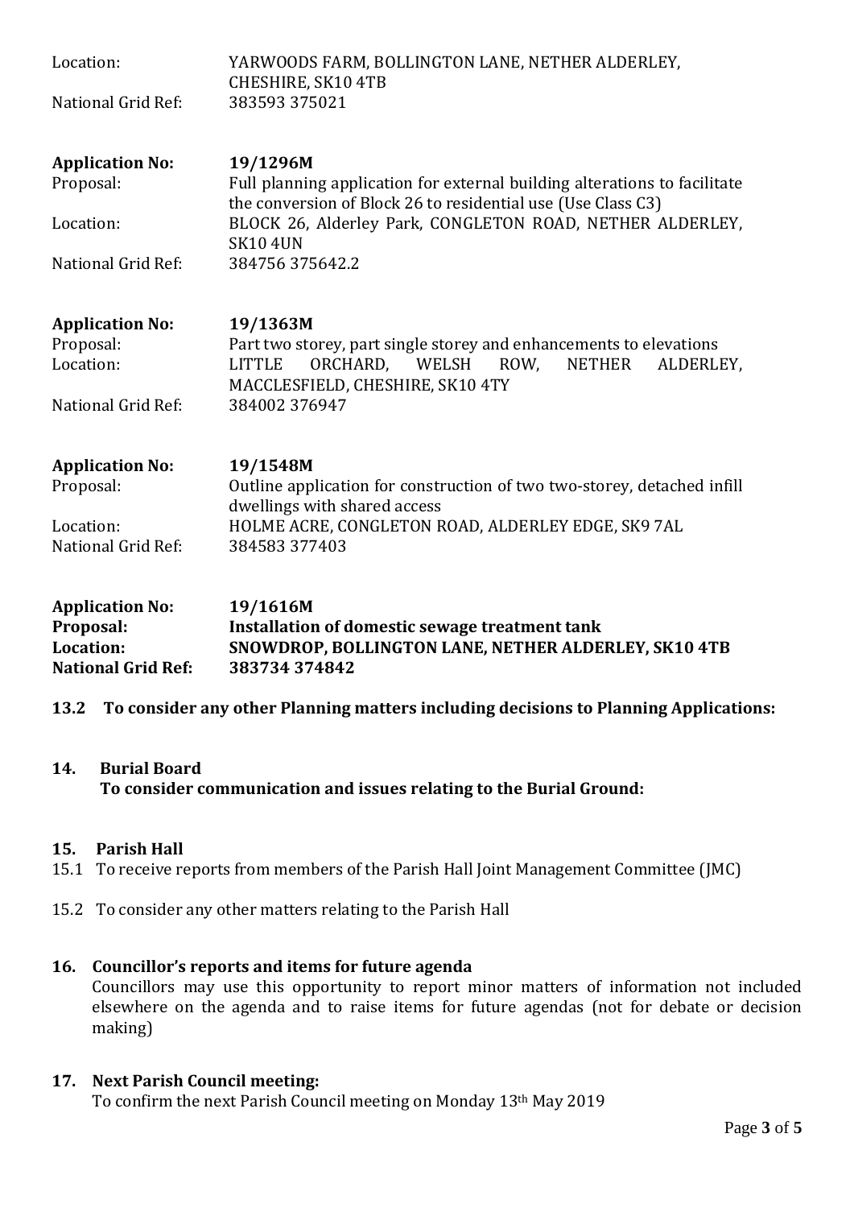Location: YARWOODS FARM, BOLLINGTON LANE, NETHER ALDERLEY, CHESHIRE, SK10 4TB
National Grid Ref: 383593 375021

**Application No:** **19/1296M**
Proposal: Full planning application for external building alterations to facilitate the conversion of Block 26 to residential use (Use Class C3)
Location: BLOCK 26, Alderley Park, CONGLETON ROAD, NETHER ALDERLEY, SK10 4UN
National Grid Ref: 384756 375642.2

**Application No:** **19/1363M**
Proposal: Part two storey, part single storey and enhancements to elevations
Location: LITTLE ORCHARD, WELSH ROW, NETHER ALDERLEY, MACCLESFIELD, CHESHIRE, SK10 4TY
National Grid Ref: 384002 376947

**Application No:** **19/1548M**
Proposal: Outline application for construction of two two-storey, detached infill dwellings with shared access
Location: HOLME ACRE, CONGLETON ROAD, ALDERLEY EDGE, SK9 7AL
National Grid Ref: 384583 377403

**Application No:** **19/1616M**
**Proposal:** **Installation of domestic sewage treatment tank**
**Location:** **SNOWDROP, BOLLINGTON LANE, NETHER ALDERLEY, SK10 4TB**
**National Grid Ref:** **383734 374842**

**13.2 To consider any other Planning matters including decisions to Planning Applications:**

## 14. Burial Board

**To consider communication and issues relating to the Burial Ground:**

## 15. Parish Hall

15.1 To receive reports from members of the Parish Hall Joint Management Committee (JMC)

15.2 To consider any other matters relating to the Parish Hall

## 16. Councillor's reports and items for future agenda

Councillors may use this opportunity to report minor matters of information not included elsewhere on the agenda and to raise items for future agendas (not for debate or decision making)

## 17. Next Parish Council meeting:

To confirm the next Parish Council meeting on Monday 13th May 2019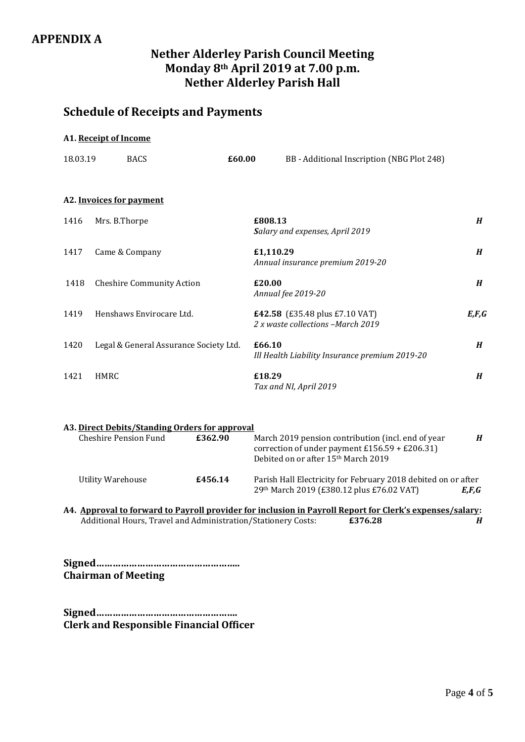## APPENDIX A

# Nether Alderley Parish Council Meeting
# Monday 8th April 2019 at 7.00 p.m.
# Nether Alderley Parish Hall

## Schedule of Receipts and Payments

### A1. Receipt of Income

| | | | |
|---|---|---|---|
| 18.03.19 | BACS | **£60.00** | BB - Additional Inscription (NBG Plot 248) |

### A2. Invoices for payment

| | | | |
|---|---|---|---|
| 1416 | Mrs. B.Thorpe | **£808.13**<br>*Salary and expenses, April 2019* | ***H*** |
| 1417 | Came & Company | **£1,110.29**<br>*Annual insurance premium 2019-20* | ***H*** |
| 1418 | Cheshire Community Action | **£20.00**<br>*Annual fee 2019-20* | ***H*** |
| 1419 | Henshaws Envirocare Ltd. | **£42.58** (£35.48 plus £7.10 VAT)<br>*2 x waste collections –March 2019* | ***E,F,G*** |
| 1420 | Legal & General Assurance Society Ltd. | **£66.10**<br>*Ill Health Liability Insurance premium 2019-20* | ***H*** |
| 1421 | HMRC | **£18.29**<br>*Tax and NI, April 2019* | ***H*** |

### A3. Direct Debits/Standing Orders for approval

| | | | |
|---|---|---|---|
| Cheshire Pension Fund | **£362.90** | March 2019 pension contribution (incl. end of year correction of under payment £156.59 + £206.31) Debited on or after 15th March 2019 | ***H*** |
| Utility Warehouse | **£456.14** | Parish Hall Electricity for February 2018 debited on or after 29th March 2019 (£380.12 plus £76.02 VAT) | ***E,F,G*** |

### A4. Approval to forward to Payroll provider for inclusion in Payroll Report for Clerk's expenses/salary:

Additional Hours, Travel and Administration/Stationery Costs: **£376.28** ***H***

**Signed………………………………………………..**
**Chairman of Meeting**

**Signed……………………………………………..**
**Clerk and Responsible Financial Officer**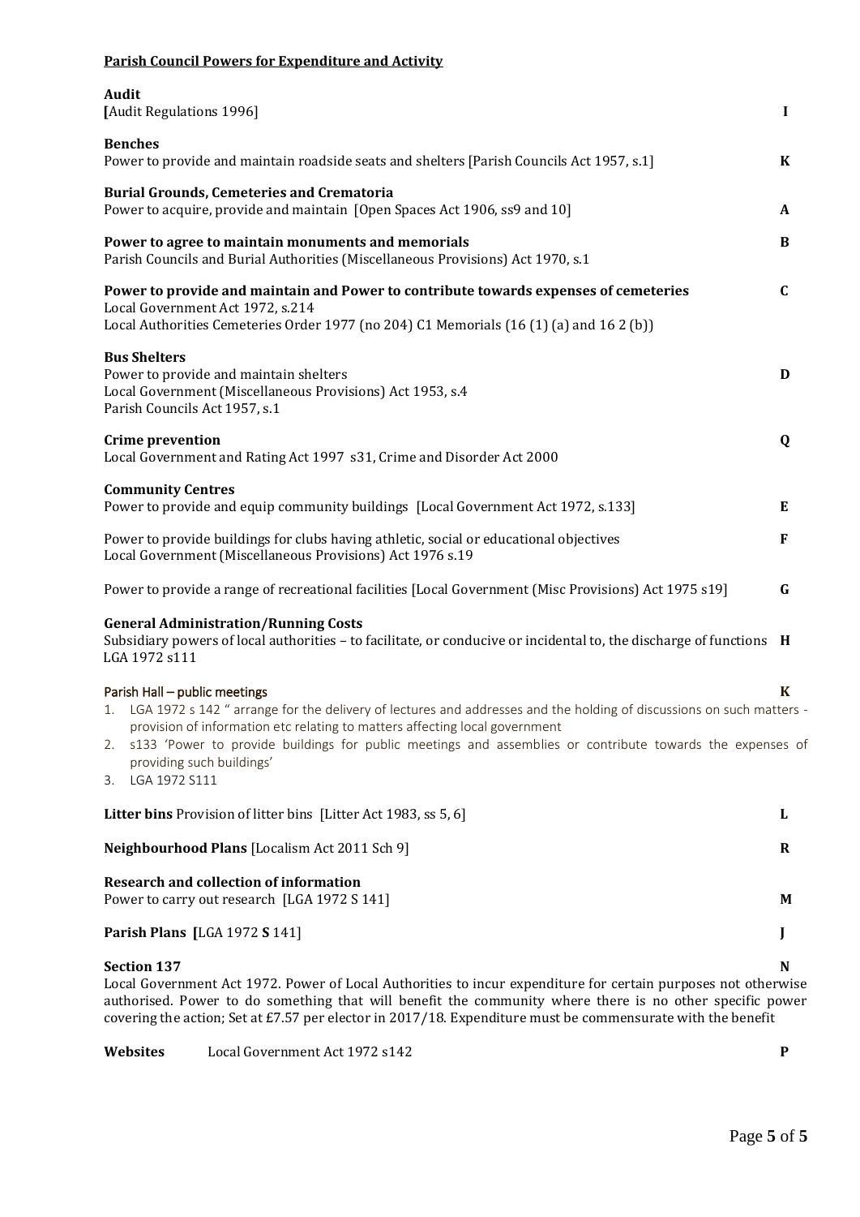**Parish Council Powers for Expenditure and Activity**

**Audit**
**[**Audit Regulations 1996] **I**

**Benches**
Power to provide and maintain roadside seats and shelters [Parish Councils Act 1957, s.1] **K**

**Burial Grounds, Cemeteries and Crematoria**
Power to acquire, provide and maintain [Open Spaces Act 1906, ss9 and 10] **A**

**Power to agree to maintain monuments and memorials** **B**
Parish Councils and Burial Authorities (Miscellaneous Provisions) Act 1970, s.1

**Power to provide and maintain and Power to contribute towards expenses of cemeteries** **C**
Local Government Act 1972, s.214
Local Authorities Cemeteries Order 1977 (no 204) C1 Memorials (16 (1) (a) and 16 2 (b))

**Bus Shelters**
Power to provide and maintain shelters **D**
Local Government (Miscellaneous Provisions) Act 1953, s.4
Parish Councils Act 1957, s.1

**Crime prevention** **Q**
Local Government and Rating Act 1997 s31, Crime and Disorder Act 2000

**Community Centres**
Power to provide and equip community buildings [Local Government Act 1972, s.133] **E**

Power to provide buildings for clubs having athletic, social or educational objectives **F**
Local Government (Miscellaneous Provisions) Act 1976 s.19

Power to provide a range of recreational facilities [Local Government (Misc Provisions) Act 1975 s19] **G**

**General Administration/Running Costs**
Subsidiary powers of local authorities – to facilitate, or conducive or incidental to, the discharge of functions **H**
LGA 1972 s111

Parish Hall – public meetings **K**

1. LGA 1972 s 142 " arrange for the delivery of lectures and addresses and the holding of discussions on such matters - provision of information etc relating to matters affecting local government
2. s133 'Power to provide buildings for public meetings and assemblies or contribute towards the expenses of providing such buildings'
3. LGA 1972 S111

**Litter bins** Provision of litter bins [Litter Act 1983, ss 5, 6] **L**

**Neighbourhood Plans** [Localism Act 2011 Sch 9] **R**

**Research and collection of information**
Power to carry out research [LGA 1972 S 141] **M**

**Parish Plans [**LGA 1972 **S** 141] **J**

**Section 137** **N**
Local Government Act 1972. Power of Local Authorities to incur expenditure for certain purposes not otherwise authorised. Power to do something that will benefit the community where there is no other specific power covering the action; Set at £7.57 per elector in 2017/18. Expenditure must be commensurate with the benefit

**Websites** Local Government Act 1972 s142 **P**